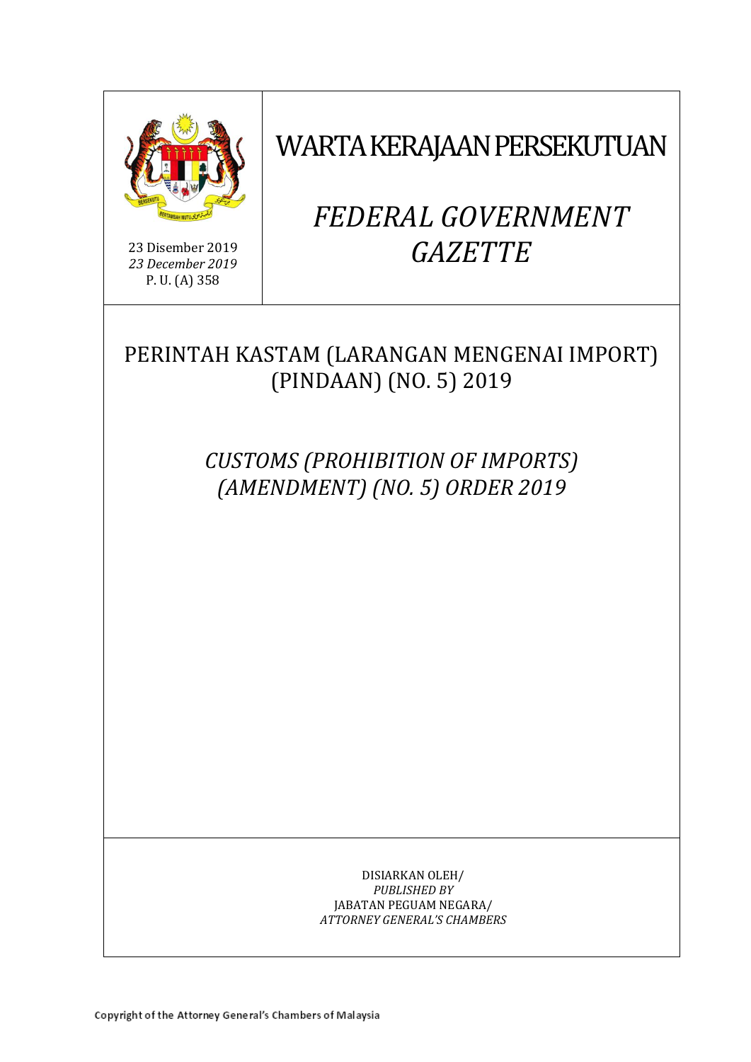23 Disember 2019
*23 December 2019*
P. U. (A) 358

# WARTA KERAJAAN PERSEKUTUAN

# *FEDERAL GOVERNMENT GAZETTE*

## PERINTAH KASTAM (LARANGAN MENGENAI IMPORT) (PINDAAN) (NO. 5) 2019

## *CUSTOMS (PROHIBITION OF IMPORTS) (AMENDMENT) (NO. 5) ORDER 2019*

DISIARKAN OLEH/
*PUBLISHED BY*
JABATAN PEGUAM NEGARA/
*ATTORNEY GENERAL'S CHAMBERS*

Copyright of the Attorney General's Chambers of Malaysia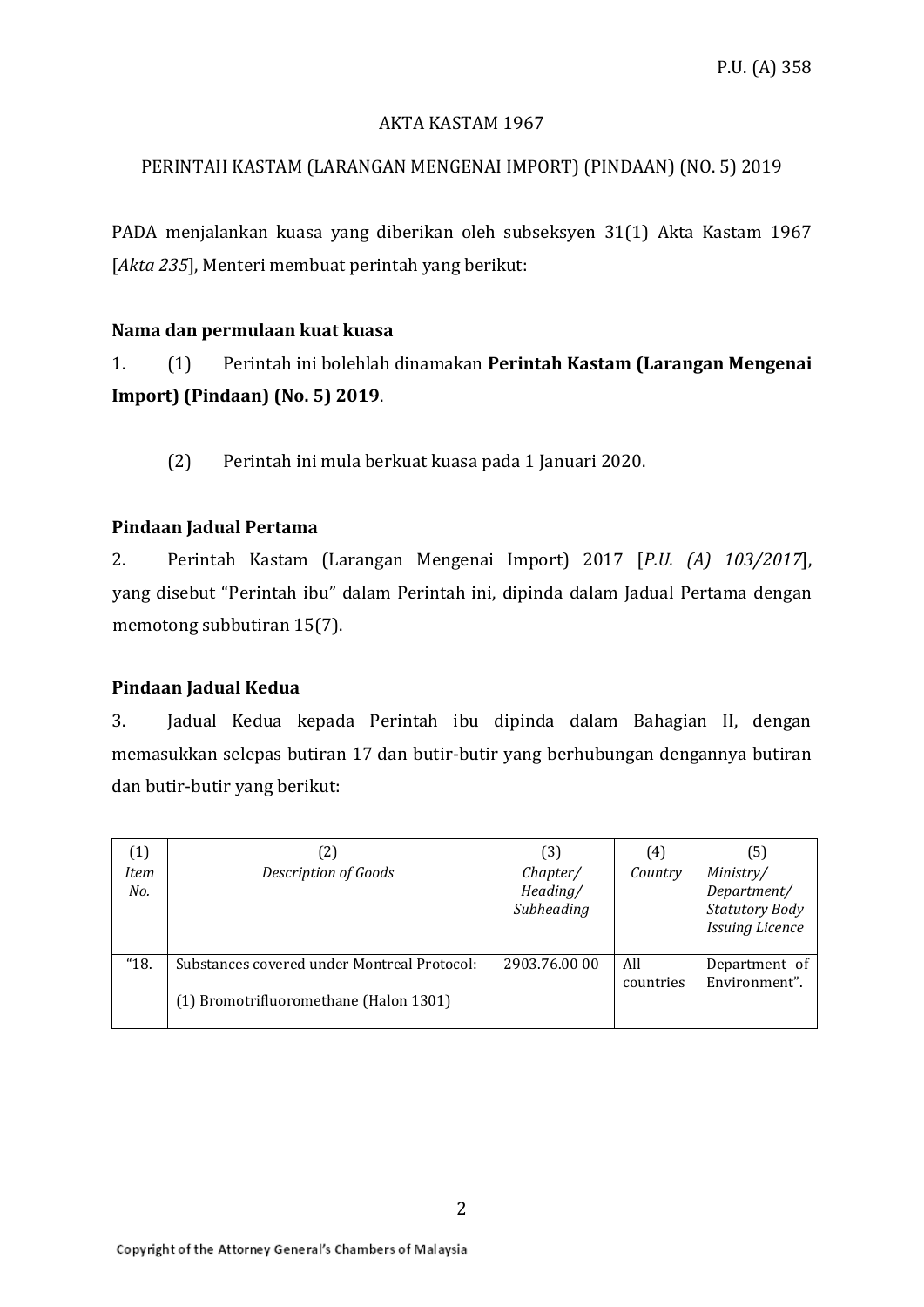AKTA KASTAM 1967

PERINTAH KASTAM (LARANGAN MENGENAI IMPORT) (PINDAAN) (NO. 5) 2019

PADA menjalankan kuasa yang diberikan oleh subseksyen 31(1) Akta Kastam 1967 [*Akta 235*], Menteri membuat perintah yang berikut:

**Nama dan permulaan kuat kuasa**

1. (1) Perintah ini bolehlah dinamakan **Perintah Kastam (Larangan Mengenai Import) (Pindaan) (No. 5) 2019**.

(2) Perintah ini mula berkuat kuasa pada 1 Januari 2020.

**Pindaan Jadual Pertama**

2. Perintah Kastam (Larangan Mengenai Import) 2017 [*P.U. (A) 103/2017*], yang disebut "Perintah ibu" dalam Perintah ini, dipinda dalam Jadual Pertama dengan memotong subbutiran 15(7).

**Pindaan Jadual Kedua**

3. Jadual Kedua kepada Perintah ibu dipinda dalam Bahagian II, dengan memasukkan selepas butiran 17 dan butir-butir yang berhubungan dengannya butiran dan butir-butir yang berikut:

| (1) *Item No.* | (2) *Description of Goods* | (3) *Chapter/ Heading/ Subheading* | (4) *Country* | (5) *Ministry/ Department/ Statutory Body Issuing Licence* |
|---|---|---|---|---|
| "18. | Substances covered under Montreal Protocol:<br><br>(1) Bromotrifluoromethane (Halon 1301) | 2903.76.00 00 | All countries | Department of Environment". |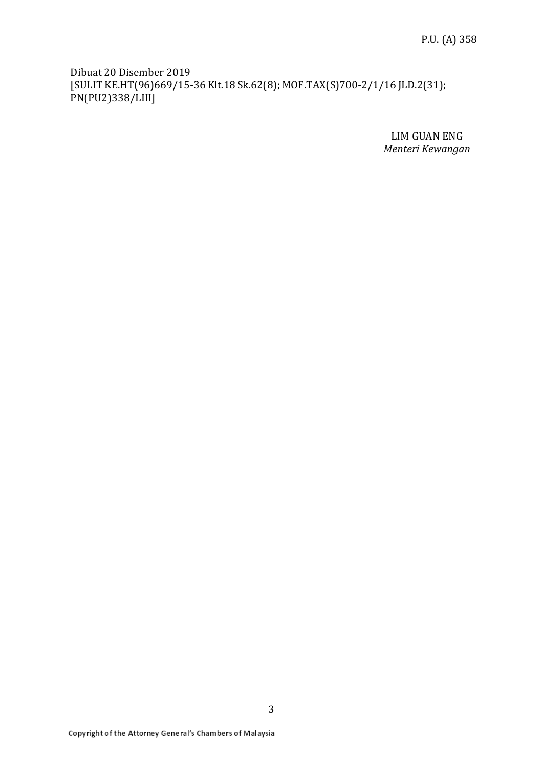Dibuat 20 Disember 2019
[SULIT KE.HT(96)669/15-36 Klt.18 Sk.62(8); MOF.TAX(S)700-2/1/16 JLD.2(31); PN(PU2)338/LIII]

LIM GUAN ENG
*Menteri Kewangan*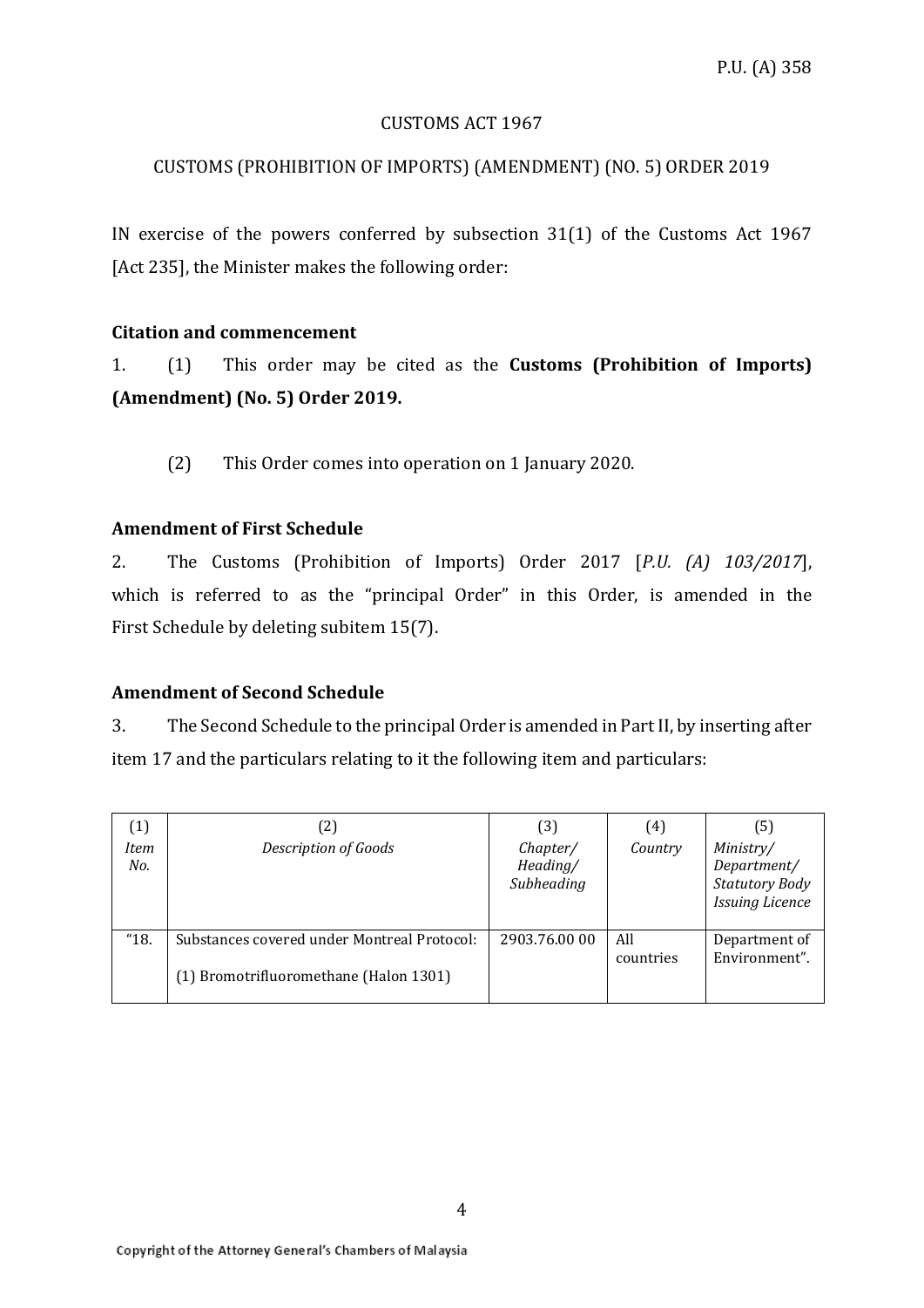CUSTOMS ACT 1967

CUSTOMS (PROHIBITION OF IMPORTS) (AMENDMENT) (NO. 5) ORDER 2019

IN exercise of the powers conferred by subsection 31(1) of the Customs Act 1967 [Act 235], the Minister makes the following order:

**Citation and commencement**

1. (1) This order may be cited as the **Customs (Prohibition of Imports) (Amendment) (No. 5) Order 2019.**

(2) This Order comes into operation on 1 January 2020.

**Amendment of First Schedule**

2. The Customs (Prohibition of Imports) Order 2017 [*P.U. (A) 103/2017*], which is referred to as the "principal Order" in this Order, is amended in the First Schedule by deleting subitem 15(7).

**Amendment of Second Schedule**

3. The Second Schedule to the principal Order is amended in Part II, by inserting after item 17 and the particulars relating to it the following item and particulars:

| (1)<br>*Item No.* | (2)<br>*Description of Goods* | (3)<br>*Chapter/ Heading/ Subheading* | (4)<br>*Country* | (5)<br>*Ministry/ Department/ Statutory Body Issuing Licence* |
|---|---|---|---|---|
| "18. | Substances covered under Montreal Protocol:<br>(1) Bromotrifluoromethane (Halon 1301) | 2903.76.00 00 | All countries | Department of Environment". |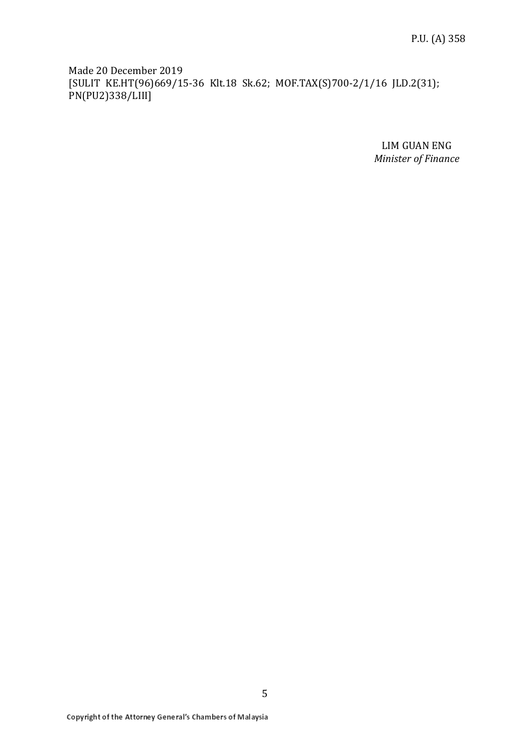Made 20 December 2019
[SULIT KE.HT(96)669/15-36 Klt.18 Sk.62; MOF.TAX(S)700-2/1/16 JLD.2(31); PN(PU2)338/LIII]

LIM GUAN ENG
*Minister of Finance*